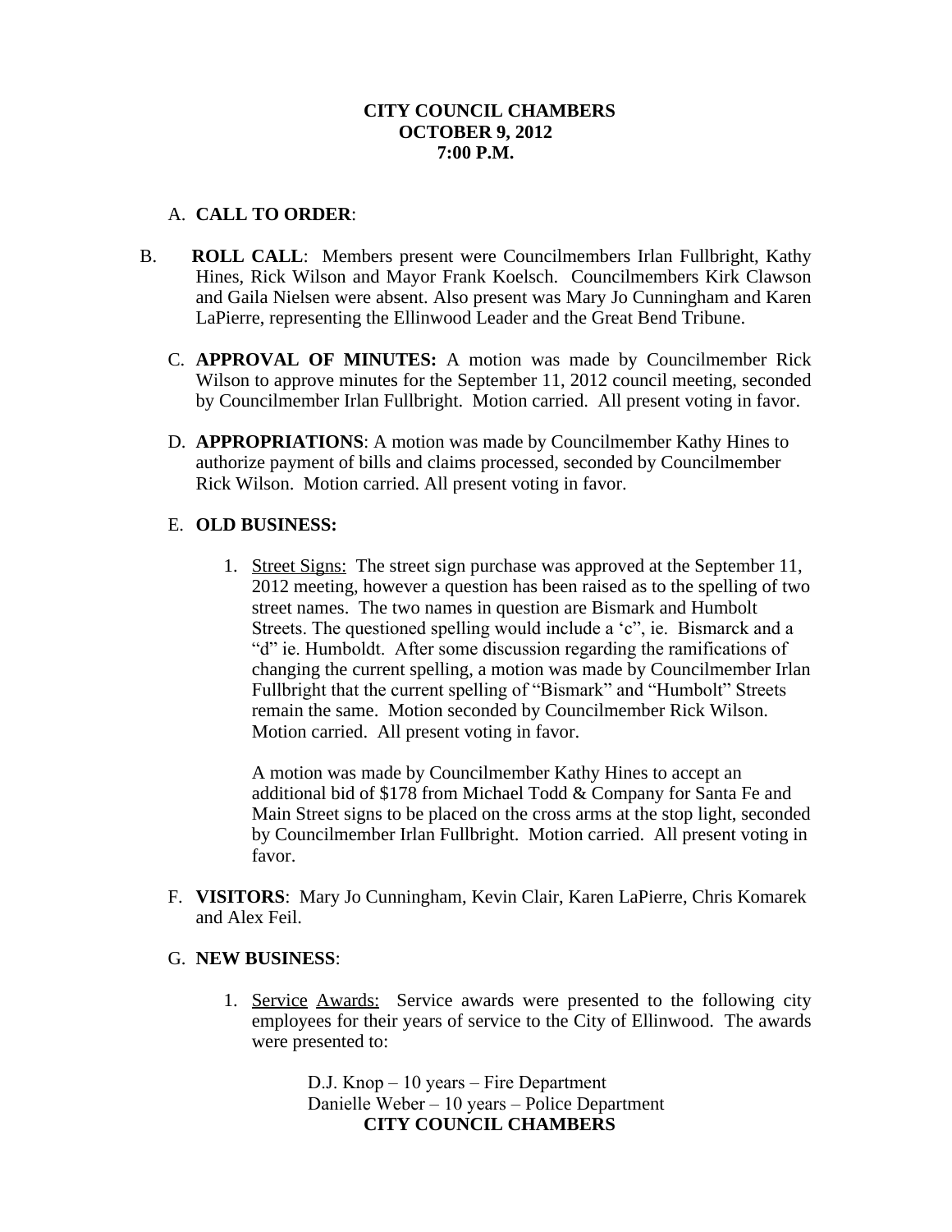**CITY COUNCIL CHAMBERS**
**OCTOBER 9, 2012**
**7:00 P.M.**

A. **CALL TO ORDER**:

B. **ROLL CALL**: Members present were Councilmembers Irlan Fullbright, Kathy Hines, Rick Wilson and Mayor Frank Koelsch. Councilmembers Kirk Clawson and Gaila Nielsen were absent. Also present was Mary Jo Cunningham and Karen LaPierre, representing the Ellinwood Leader and the Great Bend Tribune.

C. **APPROVAL OF MINUTES:** A motion was made by Councilmember Rick Wilson to approve minutes for the September 11, 2012 council meeting, seconded by Councilmember Irlan Fullbright. Motion carried. All present voting in favor.

D. **APPROPRIATIONS**: A motion was made by Councilmember Kathy Hines to authorize payment of bills and claims processed, seconded by Councilmember Rick Wilson. Motion carried. All present voting in favor.

E. **OLD BUSINESS:**

1. Street Signs: The street sign purchase was approved at the September 11, 2012 meeting, however a question has been raised as to the spelling of two street names. The two names in question are Bismark and Humbolt Streets. The questioned spelling would include a 'c", ie. Bismarck and a "d" ie. Humboldt. After some discussion regarding the ramifications of changing the current spelling, a motion was made by Councilmember Irlan Fullbright that the current spelling of "Bismark" and "Humbolt" Streets remain the same. Motion seconded by Councilmember Rick Wilson. Motion carried. All present voting in favor.

   A motion was made by Councilmember Kathy Hines to accept an additional bid of $178 from Michael Todd & Company for Santa Fe and Main Street signs to be placed on the cross arms at the stop light, seconded by Councilmember Irlan Fullbright. Motion carried. All present voting in favor.

F. **VISITORS**: Mary Jo Cunningham, Kevin Clair, Karen LaPierre, Chris Komarek and Alex Feil.

G. **NEW BUSINESS**:

1. Service Awards: Service awards were presented to the following city employees for their years of service to the City of Ellinwood. The awards were presented to:

   D.J. Knop – 10 years – Fire Department
   Danielle Weber – 10 years – Police Department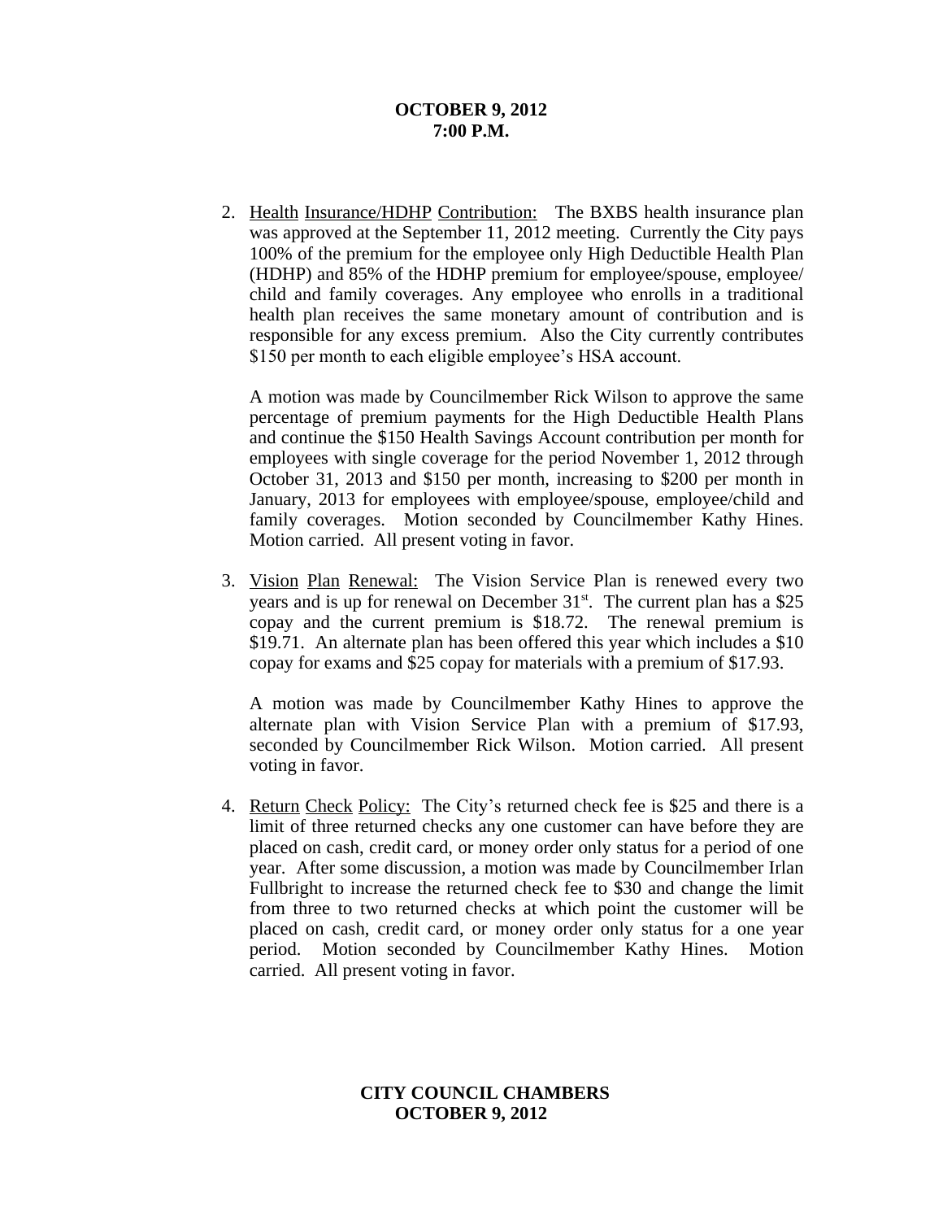2. Health Insurance/HDHP Contribution: The BXBS health insurance plan was approved at the September 11, 2012 meeting. Currently the City pays 100% of the premium for the employee only High Deductible Health Plan (HDHP) and 85% of the HDHP premium for employee/spouse, employee/child and family coverages. Any employee who enrolls in a traditional health plan receives the same monetary amount of contribution and is responsible for any excess premium. Also the City currently contributes $150 per month to each eligible employee's HSA account.

   A motion was made by Councilmember Rick Wilson to approve the same percentage of premium payments for the High Deductible Health Plans and continue the $150 Health Savings Account contribution per month for employees with single coverage for the period November 1, 2012 through October 31, 2013 and $150 per month, increasing to $200 per month in January, 2013 for employees with employee/spouse, employee/child and family coverages. Motion seconded by Councilmember Kathy Hines. Motion carried. All present voting in favor.

3. Vision Plan Renewal: The Vision Service Plan is renewed every two years and is up for renewal on December 31st. The current plan has a $25 copay and the current premium is $18.72. The renewal premium is $19.71. An alternate plan has been offered this year which includes a $10 copay for exams and $25 copay for materials with a premium of $17.93.

   A motion was made by Councilmember Kathy Hines to approve the alternate plan with Vision Service Plan with a premium of $17.93, seconded by Councilmember Rick Wilson. Motion carried. All present voting in favor.

4. Return Check Policy: The City's returned check fee is $25 and there is a limit of three returned checks any one customer can have before they are placed on cash, credit card, or money order only status for a period of one year. After some discussion, a motion was made by Councilmember Irlan Fullbright to increase the returned check fee to $30 and change the limit from three to two returned checks at which point the customer will be placed on cash, credit card, or money order only status for a one year period. Motion seconded by Councilmember Kathy Hines. Motion carried. All present voting in favor.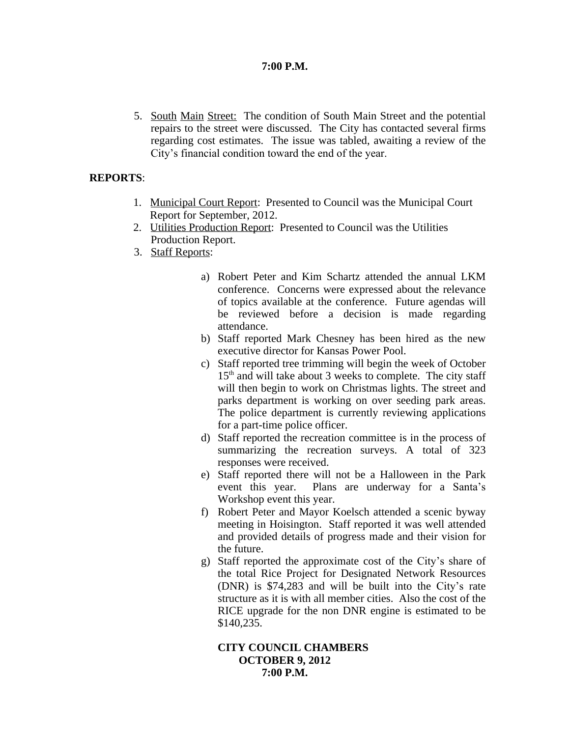5. South Main Street: The condition of South Main Street and the potential repairs to the street were discussed. The City has contacted several firms regarding cost estimates. The issue was tabled, awaiting a review of the City's financial condition toward the end of the year.

**REPORTS**:

1. Municipal Court Report: Presented to Council was the Municipal Court Report for September, 2012.
2. Utilities Production Report: Presented to Council was the Utilities Production Report.
3. Staff Reports:

   a) Robert Peter and Kim Schartz attended the annual LKM conference. Concerns were expressed about the relevance of topics available at the conference. Future agendas will be reviewed before a decision is made regarding attendance.
   b) Staff reported Mark Chesney has been hired as the new executive director for Kansas Power Pool.
   c) Staff reported tree trimming will begin the week of October 15th and will take about 3 weeks to complete. The city staff will then begin to work on Christmas lights. The street and parks department is working on over seeding park areas. The police department is currently reviewing applications for a part-time police officer.
   d) Staff reported the recreation committee is in the process of summarizing the recreation surveys. A total of 323 responses were received.
   e) Staff reported there will not be a Halloween in the Park event this year. Plans are underway for a Santa's Workshop event this year.
   f) Robert Peter and Mayor Koelsch attended a scenic byway meeting in Hoisington. Staff reported it was well attended and provided details of progress made and their vision for the future.
   g) Staff reported the approximate cost of the City's share of the total Rice Project for Designated Network Resources (DNR) is $74,283 and will be built into the City's rate structure as it is with all member cities. Also the cost of the RICE upgrade for the non DNR engine is estimated to be $140,235.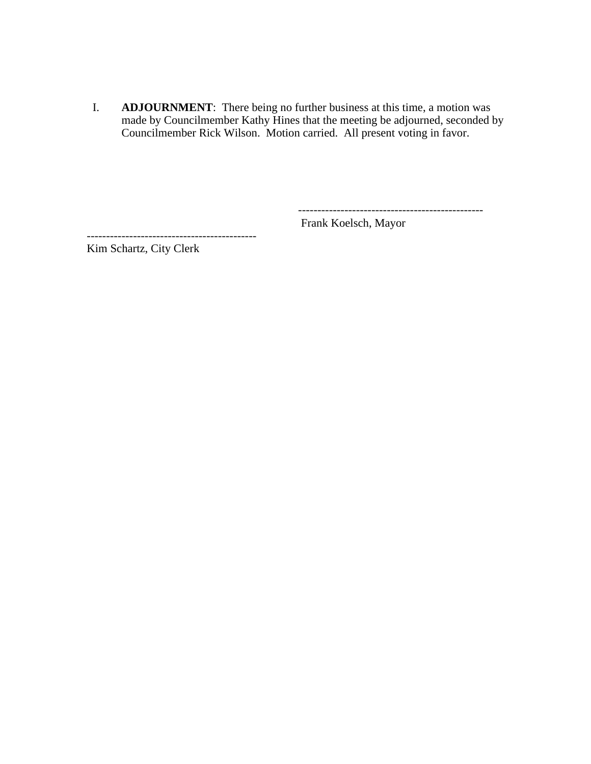I. **ADJOURNMENT**: There being no further business at this time, a motion was made by Councilmember Kathy Hines that the meeting be adjourned, seconded by Councilmember Rick Wilson. Motion carried. All present voting in favor.

------------------------------------------------
Frank Koelsch, Mayor

--------------------------------------------
Kim Schartz, City Clerk